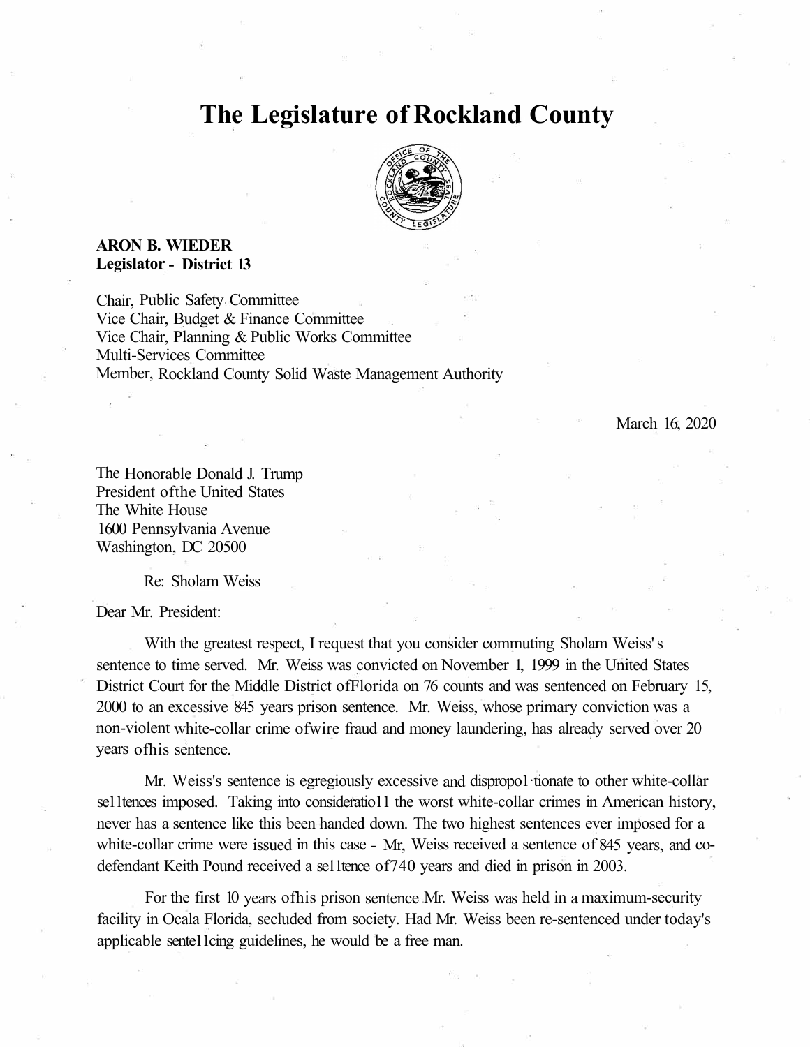# The Legislature of Rockland County

**ARON B. WIEDER**
**Legislator - District 13**

Chair, Public Safety Committee
Vice Chair, Budget & Finance Committee
Vice Chair, Planning & Public Works Committee
Multi-Services Committee
Member, Rockland County Solid Waste Management Authority

March 16, 2020

The Honorable Donald J. Trump
President of the United States
The White House
1600 Pennsylvania Avenue
Washington, DC 20500

Re: Sholam Weiss

Dear Mr. President:

With the greatest respect, I request that you consider commuting Sholam Weiss's sentence to time served. Mr. Weiss was convicted on November 1, 1999 in the United States District Court for the Middle District of Florida on 76 counts and was sentenced on February 15, 2000 to an excessive 845 years prison sentence. Mr. Weiss, whose primary conviction was a non-violent white-collar crime of wire fraud and money laundering, has already served over 20 years of his sentence.

Mr. Weiss's sentence is egregiously excessive and disproportionate to other white-collar sentences imposed. Taking into consideration the worst white-collar crimes in American history, never has a sentence like this been handed down. The two highest sentences ever imposed for a white-collar crime were issued in this case - Mr, Weiss received a sentence of 845 years, and co-defendant Keith Pound received a sentence of 740 years and died in prison in 2003.

For the first 10 years of his prison sentence Mr. Weiss was held in a maximum-security facility in Ocala Florida, secluded from society. Had Mr. Weiss been re-sentenced under today's applicable sentencing guidelines, he would be a free man.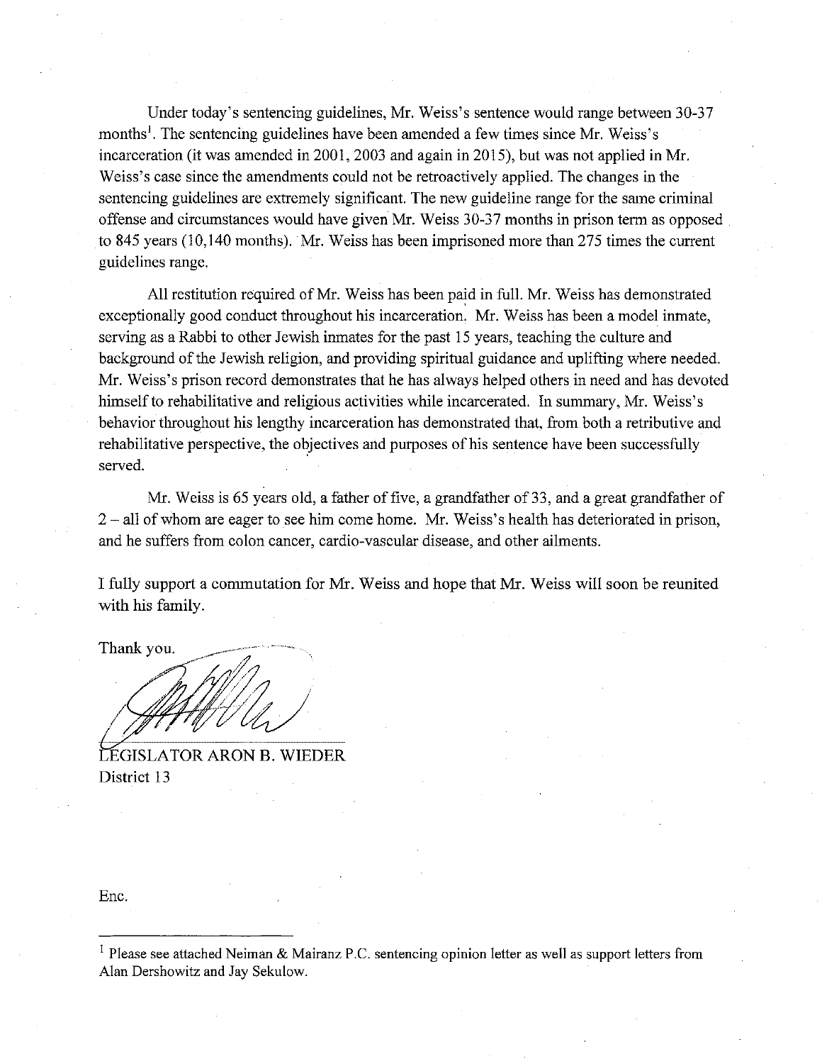Under today's sentencing guidelines, Mr. Weiss's sentence would range between 30-37 months[1]. The sentencing guidelines have been amended a few times since Mr. Weiss's incarceration (it was amended in 2001, 2003 and again in 2015), but was not applied in Mr. Weiss's case since the amendments could not be retroactively applied. The changes in the sentencing guidelines are extremely significant. The new guideline range for the same criminal offense and circumstances would have given Mr. Weiss 30-37 months in prison term as opposed to 845 years (10,140 months). Mr. Weiss has been imprisoned more than 275 times the current guidelines range.

All restitution required of Mr. Weiss has been paid in full. Mr. Weiss has demonstrated exceptionally good conduct throughout his incarceration. Mr. Weiss has been a model inmate, serving as a Rabbi to other Jewish inmates for the past 15 years, teaching the culture and background of the Jewish religion, and providing spiritual guidance and uplifting where needed. Mr. Weiss's prison record demonstrates that he has always helped others in need and has devoted himself to rehabilitative and religious activities while incarcerated. In summary, Mr. Weiss's behavior throughout his lengthy incarceration has demonstrated that, from both a retributive and rehabilitative perspective, the objectives and purposes of his sentence have been successfully served.

Mr. Weiss is 65 years old, a father of five, a grandfather of 33, and a great grandfather of 2 – all of whom are eager to see him come home. Mr. Weiss's health has deteriorated in prison, and he suffers from colon cancer, cardio-vascular disease, and other ailments.

I fully support a commutation for Mr. Weiss and hope that Mr. Weiss will soon be reunited with his family.

Thank you.

LEGISLATOR ARON B. WIEDER
District 13

Enc.

[1] Please see attached Neiman & Mairanz P.C. sentencing opinion letter as well as support letters from Alan Dershowitz and Jay Sekulow.